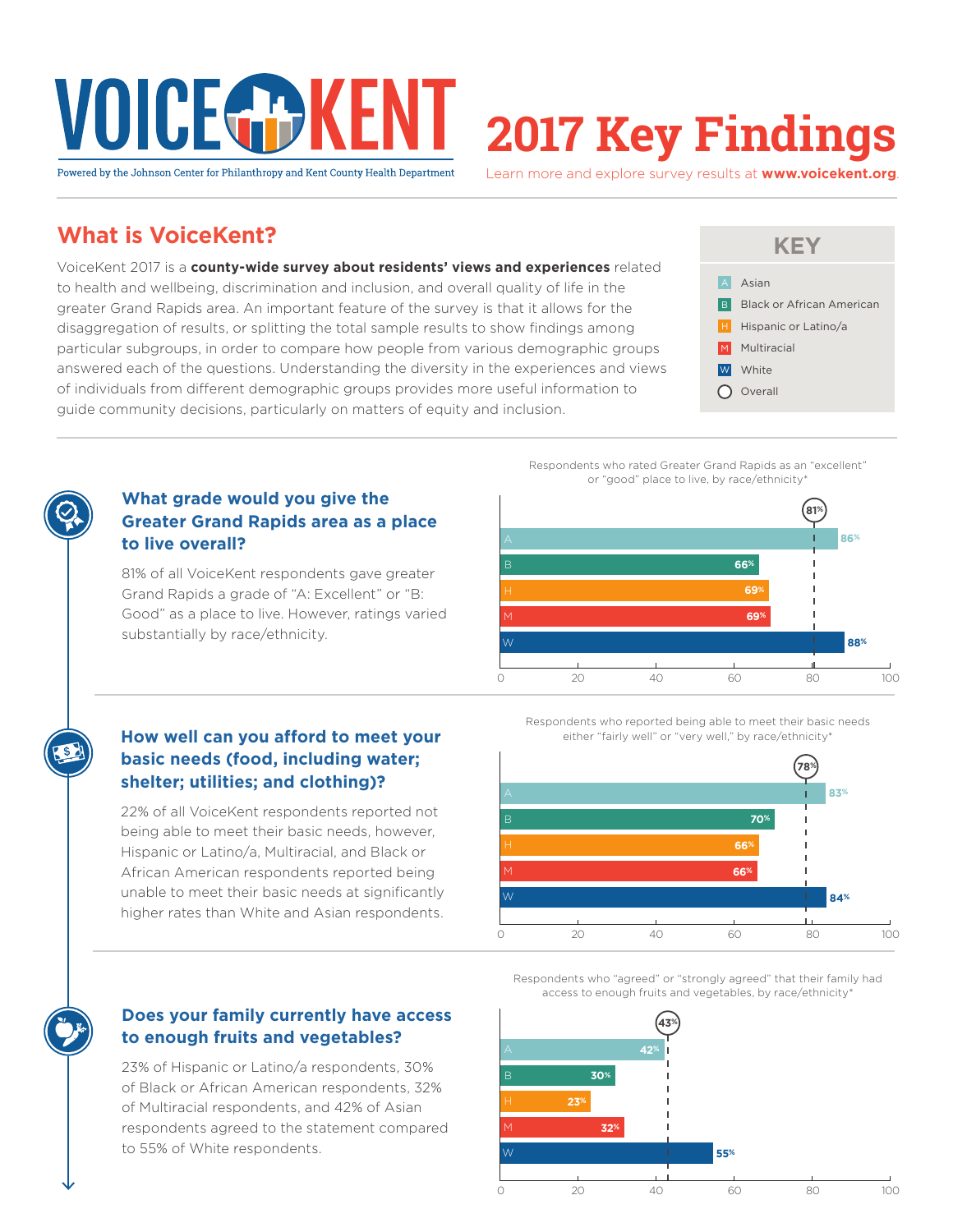# VOICEKENT

Powered by the Johnson Center for Philanthropy and Kent County Health Department

# 2017 Key Findings

Learn more and explore survey results at **www.voicekent.org**.

## What is VoiceKent?

VoiceKent 2017 is a **county-wide survey about residents' views and experiences** related to health and wellbeing, discrimination and inclusion, and overall quality of life in the greater Grand Rapids area. An important feature of the survey is that it allows for the disaggregation of results, or splitting the total sample results to show findings among particular subgroups, in order to compare how people from various demographic groups answered each of the questions. Understanding the diversity in the experiences and views of individuals from different demographic groups provides more useful information to guide community decisions, particularly on matters of equity and inclusion.

**KEY**

- A: Asian
- B: Black or African American
- H: Hispanic or Latino/a
- M: Multiracial
- W: White
- ○: Overall

### What grade would you give the Greater Grand Rapids area as a place to live overall?

81% of all VoiceKent respondents gave greater Grand Rapids a grade of "A: Excellent" or "B: Good" as a place to live. However, ratings varied substantially by race/ethnicity.

Respondents who rated Greater Grand Rapids as an "excellent" or "good" place to live, by race/ethnicity*

| Group | Percent |
|---|---|
| A | 86% |
| B | 66% |
| H | 69% |
| M | 69% |
| W | 88% |
| Overall | 81% |

### How well can you afford to meet your basic needs (food, including water; shelter; utilities; and clothing)?

22% of all VoiceKent respondents reported not being able to meet their basic needs, however, Hispanic or Latino/a, Multiracial, and Black or African American respondents reported being unable to meet their basic needs at significantly higher rates than White and Asian respondents.

Respondents who reported being able to meet their basic needs either "fairly well" or "very well," by race/ethnicity*

| Group | Percent |
|---|---|
| A | 83% |
| B | 70% |
| H | 66% |
| M | 66% |
| W | 84% |
| Overall | 78% |

### Does your family currently have access to enough fruits and vegetables?

23% of Hispanic or Latino/a respondents, 30% of Black or African American respondents, 32% of Multiracial respondents, and 42% of Asian respondents agreed to the statement compared to 55% of White respondents.

Respondents who "agreed" or "strongly agreed" that their family had access to enough fruits and vegetables, by race/ethnicity*

| Group | Percent |
|---|---|
| A | 42% |
| B | 30% |
| H | 23% |
| M | 32% |
| W | 55% |
| Overall | 43% |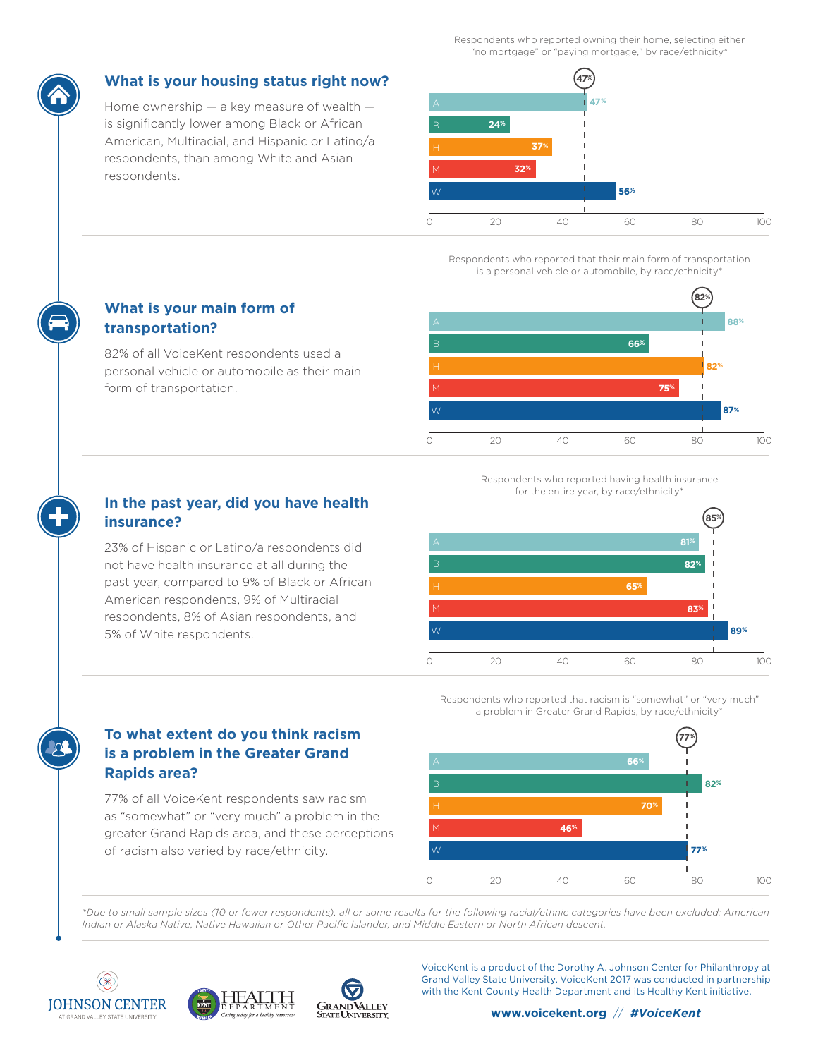## What is your housing status right now?

Home ownership — a key measure of wealth — is significantly lower among Black or African American, Multiracial, and Hispanic or Latino/a respondents, than among White and Asian respondents.

Respondents who reported owning their home, selecting either "no mortgage" or "paying mortgage," by race/ethnicity*

47%

A 47%
B 24%
H 37%
M 32%
W 56%

0 20 40 60 80 100

## What is your main form of transportation?

82% of all VoiceKent respondents used a personal vehicle or automobile as their main form of transportation.

Respondents who reported that their main form of transportation is a personal vehicle or automobile, by race/ethnicity*

82%

A 88%
B 66%
H 82%
M 75%
W 87%

0 20 40 60 80 100

## In the past year, did you have health insurance?

23% of Hispanic or Latino/a respondents did not have health insurance at all during the past year, compared to 9% of Black or African American respondents, 9% of Multiracial respondents, 8% of Asian respondents, and 5% of White respondents.

Respondents who reported having health insurance for the entire year, by race/ethnicity*

85%

A 81%
B 82%
H 65%
M 83%
W 89%

0 20 40 60 80 100

## To what extent do you think racism is a problem in the Greater Grand Rapids area?

77% of all VoiceKent respondents saw racism as "somewhat" or "very much" a problem in the greater Grand Rapids area, and these perceptions of racism also varied by race/ethnicity.

Respondents who reported that racism is "somewhat" or "very much" a problem in Greater Grand Rapids, by race/ethnicity*

77%

A 66%
B 82%
H 70%
M 46%
W 77%

0 20 40 60 80 100

*Due to small sample sizes (10 or fewer respondents), all or some results for the following racial/ethnic categories have been excluded: American Indian or Alaska Native, Native Hawaiian or Other Pacific Islander, and Middle Eastern or North African descent.*

JOHNSON CENTER AT GRAND VALLEY STATE UNIVERSITY

KENT COUNTY HEALTH DEPARTMENT — Caring today for a healthy tomorrow

GRAND VALLEY STATE UNIVERSITY

VoiceKent is a product of the Dorothy A. Johnson Center for Philanthropy at Grand Valley State University. VoiceKent 2017 was conducted in partnership with the Kent County Health Department and its Healthy Kent initiative.

**www.voicekent.org // #VoiceKent**